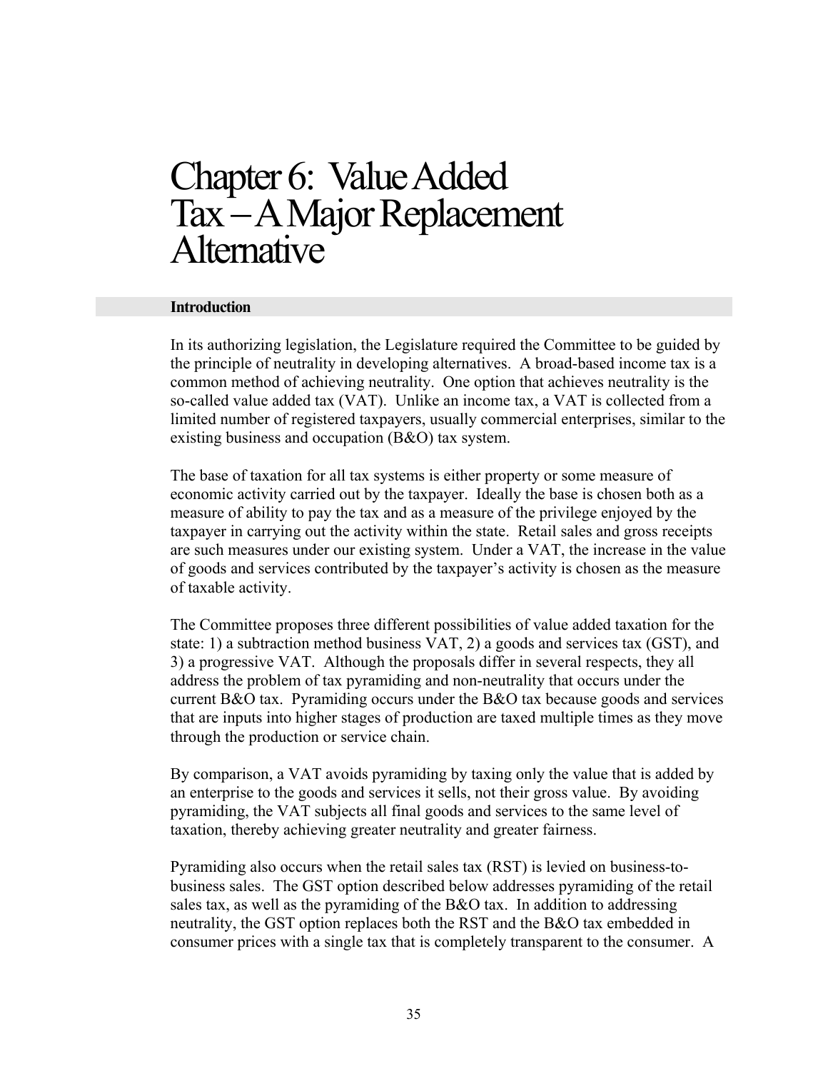# Chapter 6: Value Added Tax – A Major Replacement Alternative

## Introduction

In its authorizing legislation, the Legislature required the Committee to be guided by the principle of neutrality in developing alternatives. A broad-based income tax is a common method of achieving neutrality. One option that achieves neutrality is the so-called value added tax (VAT). Unlike an income tax, a VAT is collected from a limited number of registered taxpayers, usually commercial enterprises, similar to the existing business and occupation (B&O) tax system.

The base of taxation for all tax systems is either property or some measure of economic activity carried out by the taxpayer. Ideally the base is chosen both as a measure of ability to pay the tax and as a measure of the privilege enjoyed by the taxpayer in carrying out the activity within the state. Retail sales and gross receipts are such measures under our existing system. Under a VAT, the increase in the value of goods and services contributed by the taxpayer's activity is chosen as the measure of taxable activity.

The Committee proposes three different possibilities of value added taxation for the state: 1) a subtraction method business VAT, 2) a goods and services tax (GST), and 3) a progressive VAT. Although the proposals differ in several respects, they all address the problem of tax pyramiding and non-neutrality that occurs under the current B&O tax. Pyramiding occurs under the B&O tax because goods and services that are inputs into higher stages of production are taxed multiple times as they move through the production or service chain.

By comparison, a VAT avoids pyramiding by taxing only the value that is added by an enterprise to the goods and services it sells, not their gross value. By avoiding pyramiding, the VAT subjects all final goods and services to the same level of taxation, thereby achieving greater neutrality and greater fairness.

Pyramiding also occurs when the retail sales tax (RST) is levied on business-to-business sales. The GST option described below addresses pyramiding of the retail sales tax, as well as the pyramiding of the B&O tax. In addition to addressing neutrality, the GST option replaces both the RST and the B&O tax embedded in consumer prices with a single tax that is completely transparent to the consumer. A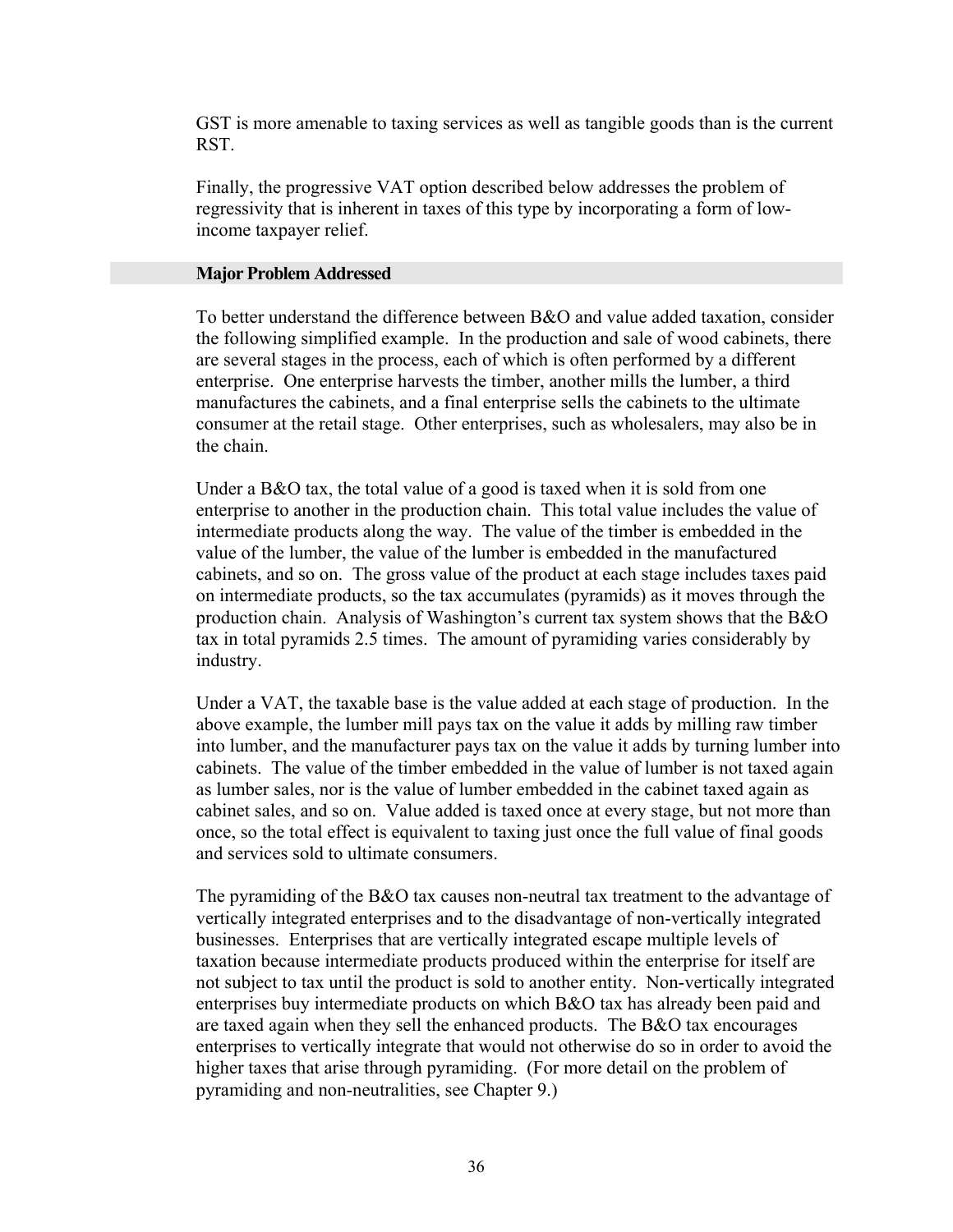GST is more amenable to taxing services as well as tangible goods than is the current RST.

Finally, the progressive VAT option described below addresses the problem of regressivity that is inherent in taxes of this type by incorporating a form of low-income taxpayer relief.

### Major Problem Addressed

To better understand the difference between B&O and value added taxation, consider the following simplified example. In the production and sale of wood cabinets, there are several stages in the process, each of which is often performed by a different enterprise. One enterprise harvests the timber, another mills the lumber, a third manufactures the cabinets, and a final enterprise sells the cabinets to the ultimate consumer at the retail stage. Other enterprises, such as wholesalers, may also be in the chain.

Under a B&O tax, the total value of a good is taxed when it is sold from one enterprise to another in the production chain. This total value includes the value of intermediate products along the way. The value of the timber is embedded in the value of the lumber, the value of the lumber is embedded in the manufactured cabinets, and so on. The gross value of the product at each stage includes taxes paid on intermediate products, so the tax accumulates (pyramids) as it moves through the production chain. Analysis of Washington's current tax system shows that the B&O tax in total pyramids 2.5 times. The amount of pyramiding varies considerably by industry.

Under a VAT, the taxable base is the value added at each stage of production. In the above example, the lumber mill pays tax on the value it adds by milling raw timber into lumber, and the manufacturer pays tax on the value it adds by turning lumber into cabinets. The value of the timber embedded in the value of lumber is not taxed again as lumber sales, nor is the value of lumber embedded in the cabinet taxed again as cabinet sales, and so on. Value added is taxed once at every stage, but not more than once, so the total effect is equivalent to taxing just once the full value of final goods and services sold to ultimate consumers.

The pyramiding of the B&O tax causes non-neutral tax treatment to the advantage of vertically integrated enterprises and to the disadvantage of non-vertically integrated businesses. Enterprises that are vertically integrated escape multiple levels of taxation because intermediate products produced within the enterprise for itself are not subject to tax until the product is sold to another entity. Non-vertically integrated enterprises buy intermediate products on which B&O tax has already been paid and are taxed again when they sell the enhanced products. The B&O tax encourages enterprises to vertically integrate that would not otherwise do so in order to avoid the higher taxes that arise through pyramiding. (For more detail on the problem of pyramiding and non-neutralities, see Chapter 9.)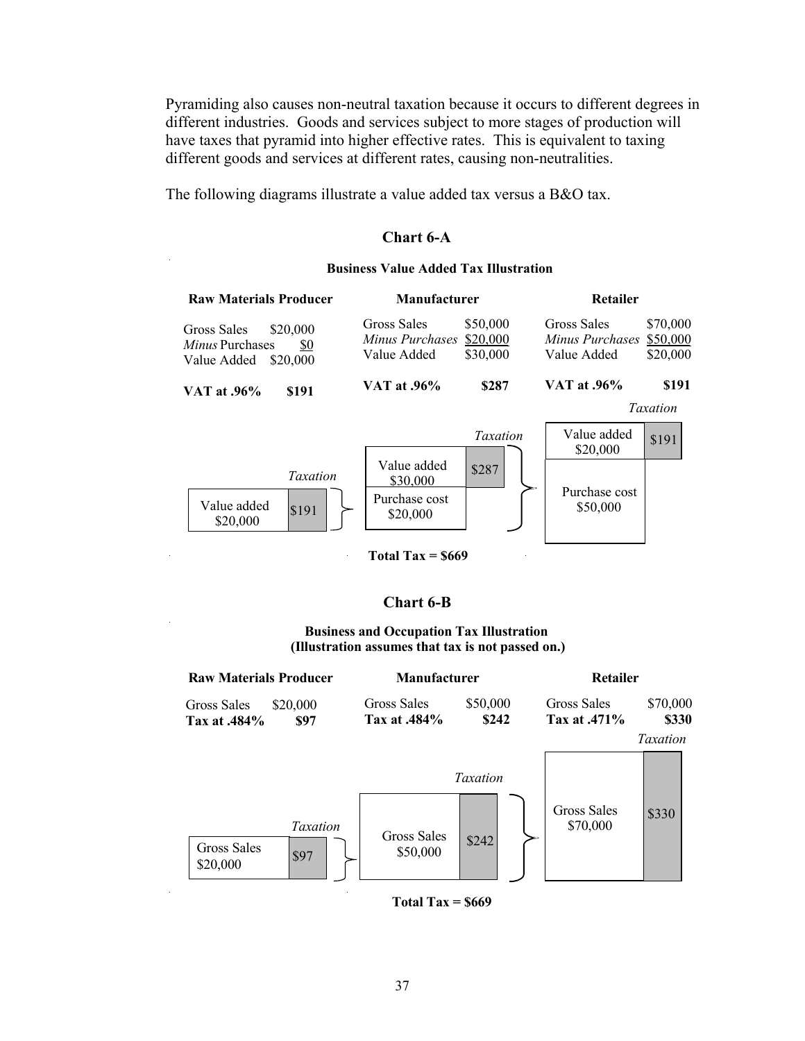Pyramiding also causes non-neutral taxation because it occurs to different degrees in different industries. Goods and services subject to more stages of production will have taxes that pyramid into higher effective rates. This is equivalent to taxing different goods and services at different rates, causing non-neutralities.

The following diagrams illustrate a value added tax versus a B&O tax.

## Chart 6-A

**Business Value Added Tax Illustration**

| | **Raw Materials Producer** | **Manufacturer** | **Retailer** |
|---|---|---|---|
| Gross Sales | $20,000 | $50,000 | $70,000 |
| *Minus* Purchases | $0 | $20,000 | $50,000 |
| Value Added | $20,000 | $30,000 | $20,000 |
| **VAT at .96%** | **$191** | **$287** | **$191** |

| | Raw Materials Producer | Manufacturer | Retailer |
|---|---|---|---|
| Value added | $20,000 | $30,000 | $20,000 |
| Purchase cost | | $20,000 | $50,000 |
| *Taxation* | $191 | $287 | $191 |

**Total Tax = $669**

## Chart 6-B

**Business and Occupation Tax Illustration**
**(Illustration assumes that tax is not passed on.)**

| | **Raw Materials Producer** | **Manufacturer** | **Retailer** |
|---|---|---|---|
| Gross Sales | $20,000 | $50,000 | $70,000 |
| **Tax at .484%** | **$97** | **$242** | |
| **Tax at .471%** | | | **$330** |

| | Raw Materials Producer | Manufacturer | Retailer |
|---|---|---|---|
| Gross Sales | $20,000 | $50,000 | $70,000 |
| *Taxation* | $97 | $242 | $330 |

**Total Tax = $669**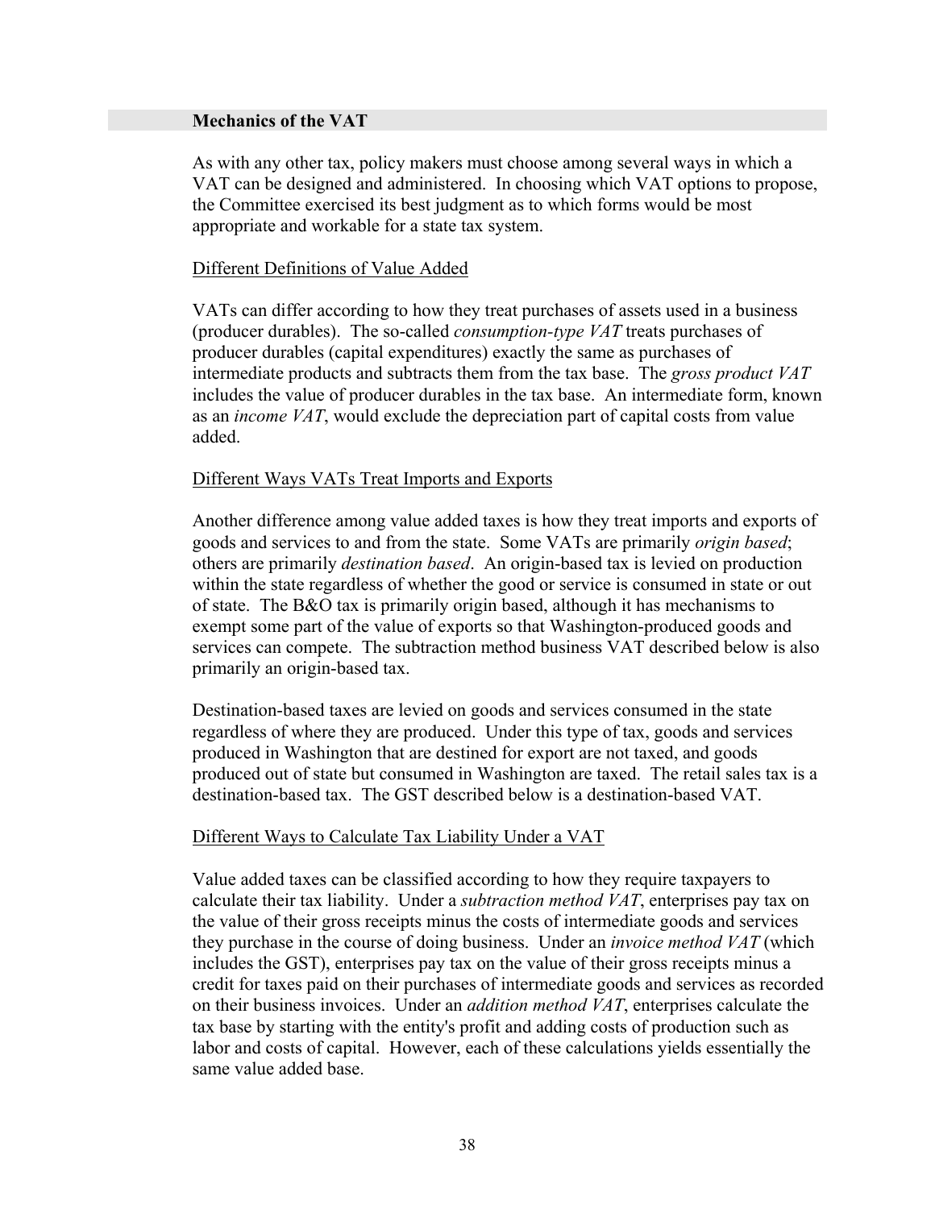## Mechanics of the VAT

As with any other tax, policy makers must choose among several ways in which a VAT can be designed and administered. In choosing which VAT options to propose, the Committee exercised its best judgment as to which forms would be most appropriate and workable for a state tax system.

### Different Definitions of Value Added

VATs can differ according to how they treat purchases of assets used in a business (producer durables). The so-called *consumption-type VAT* treats purchases of producer durables (capital expenditures) exactly the same as purchases of intermediate products and subtracts them from the tax base. The *gross product VAT* includes the value of producer durables in the tax base. An intermediate form, known as an *income VAT*, would exclude the depreciation part of capital costs from value added.

### Different Ways VATs Treat Imports and Exports

Another difference among value added taxes is how they treat imports and exports of goods and services to and from the state. Some VATs are primarily *origin based*; others are primarily *destination based*. An origin-based tax is levied on production within the state regardless of whether the good or service is consumed in state or out of state. The B&O tax is primarily origin based, although it has mechanisms to exempt some part of the value of exports so that Washington-produced goods and services can compete. The subtraction method business VAT described below is also primarily an origin-based tax.

Destination-based taxes are levied on goods and services consumed in the state regardless of where they are produced. Under this type of tax, goods and services produced in Washington that are destined for export are not taxed, and goods produced out of state but consumed in Washington are taxed. The retail sales tax is a destination-based tax. The GST described below is a destination-based VAT.

### Different Ways to Calculate Tax Liability Under a VAT

Value added taxes can be classified according to how they require taxpayers to calculate their tax liability. Under a *subtraction method VAT*, enterprises pay tax on the value of their gross receipts minus the costs of intermediate goods and services they purchase in the course of doing business. Under an *invoice method VAT* (which includes the GST), enterprises pay tax on the value of their gross receipts minus a credit for taxes paid on their purchases of intermediate goods and services as recorded on their business invoices. Under an *addition method VAT*, enterprises calculate the tax base by starting with the entity's profit and adding costs of production such as labor and costs of capital. However, each of these calculations yields essentially the same value added base.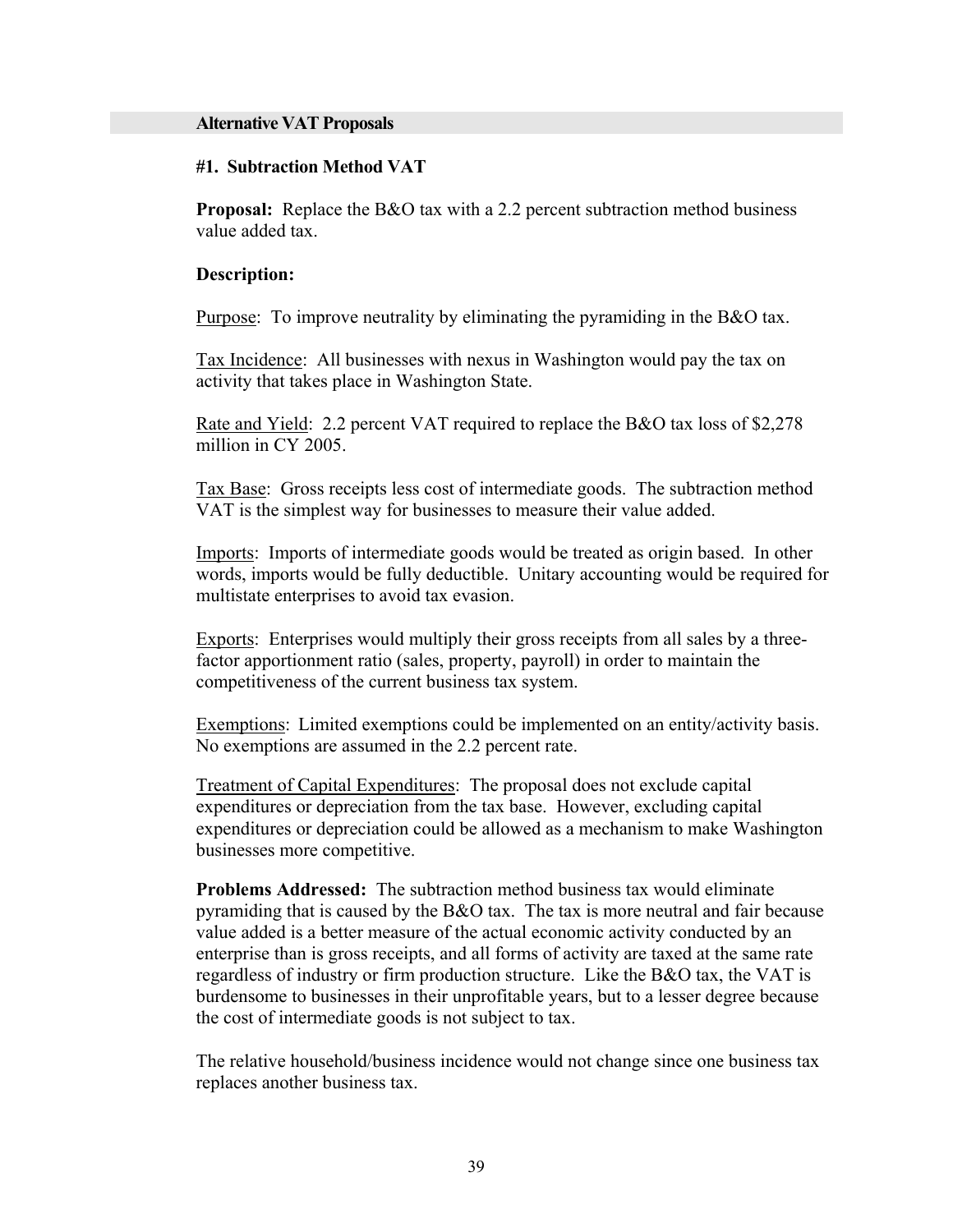## Alternative VAT Proposals

### #1. Subtraction Method VAT

**Proposal:** Replace the B&O tax with a 2.2 percent subtraction method business value added tax.

**Description:**

Purpose: To improve neutrality by eliminating the pyramiding in the B&O tax.

Tax Incidence: All businesses with nexus in Washington would pay the tax on activity that takes place in Washington State.

Rate and Yield: 2.2 percent VAT required to replace the B&O tax loss of $2,278 million in CY 2005.

Tax Base: Gross receipts less cost of intermediate goods. The subtraction method VAT is the simplest way for businesses to measure their value added.

Imports: Imports of intermediate goods would be treated as origin based. In other words, imports would be fully deductible. Unitary accounting would be required for multistate enterprises to avoid tax evasion.

Exports: Enterprises would multiply their gross receipts from all sales by a three-factor apportionment ratio (sales, property, payroll) in order to maintain the competitiveness of the current business tax system.

Exemptions: Limited exemptions could be implemented on an entity/activity basis. No exemptions are assumed in the 2.2 percent rate.

Treatment of Capital Expenditures: The proposal does not exclude capital expenditures or depreciation from the tax base. However, excluding capital expenditures or depreciation could be allowed as a mechanism to make Washington businesses more competitive.

**Problems Addressed:** The subtraction method business tax would eliminate pyramiding that is caused by the B&O tax. The tax is more neutral and fair because value added is a better measure of the actual economic activity conducted by an enterprise than is gross receipts, and all forms of activity are taxed at the same rate regardless of industry or firm production structure. Like the B&O tax, the VAT is burdensome to businesses in their unprofitable years, but to a lesser degree because the cost of intermediate goods is not subject to tax.

The relative household/business incidence would not change since one business tax replaces another business tax.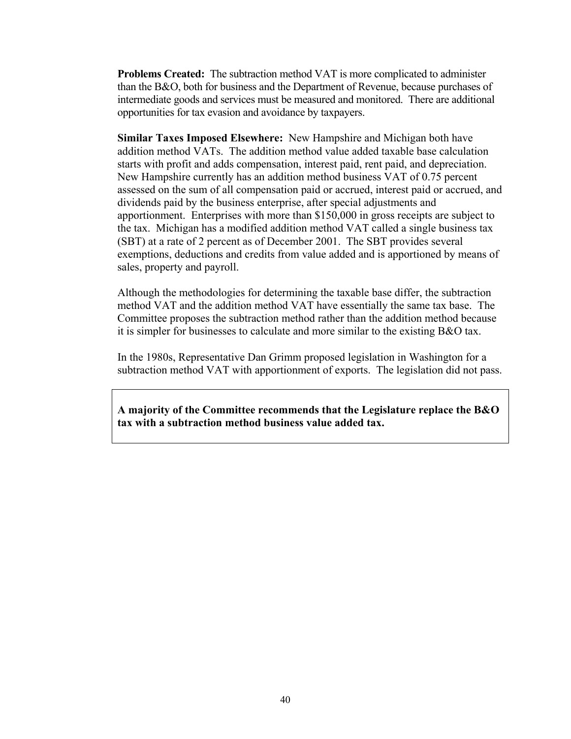**Problems Created:** The subtraction method VAT is more complicated to administer than the B&O, both for business and the Department of Revenue, because purchases of intermediate goods and services must be measured and monitored. There are additional opportunities for tax evasion and avoidance by taxpayers.

**Similar Taxes Imposed Elsewhere:** New Hampshire and Michigan both have addition method VATs. The addition method value added taxable base calculation starts with profit and adds compensation, interest paid, rent paid, and depreciation. New Hampshire currently has an addition method business VAT of 0.75 percent assessed on the sum of all compensation paid or accrued, interest paid or accrued, and dividends paid by the business enterprise, after special adjustments and apportionment. Enterprises with more than $150,000 in gross receipts are subject to the tax. Michigan has a modified addition method VAT called a single business tax (SBT) at a rate of 2 percent as of December 2001. The SBT provides several exemptions, deductions and credits from value added and is apportioned by means of sales, property and payroll.

Although the methodologies for determining the taxable base differ, the subtraction method VAT and the addition method VAT have essentially the same tax base. The Committee proposes the subtraction method rather than the addition method because it is simpler for businesses to calculate and more similar to the existing B&O tax.

In the 1980s, Representative Dan Grimm proposed legislation in Washington for a subtraction method VAT with apportionment of exports. The legislation did not pass.

**A majority of the Committee recommends that the Legislature replace the B&O tax with a subtraction method business value added tax.**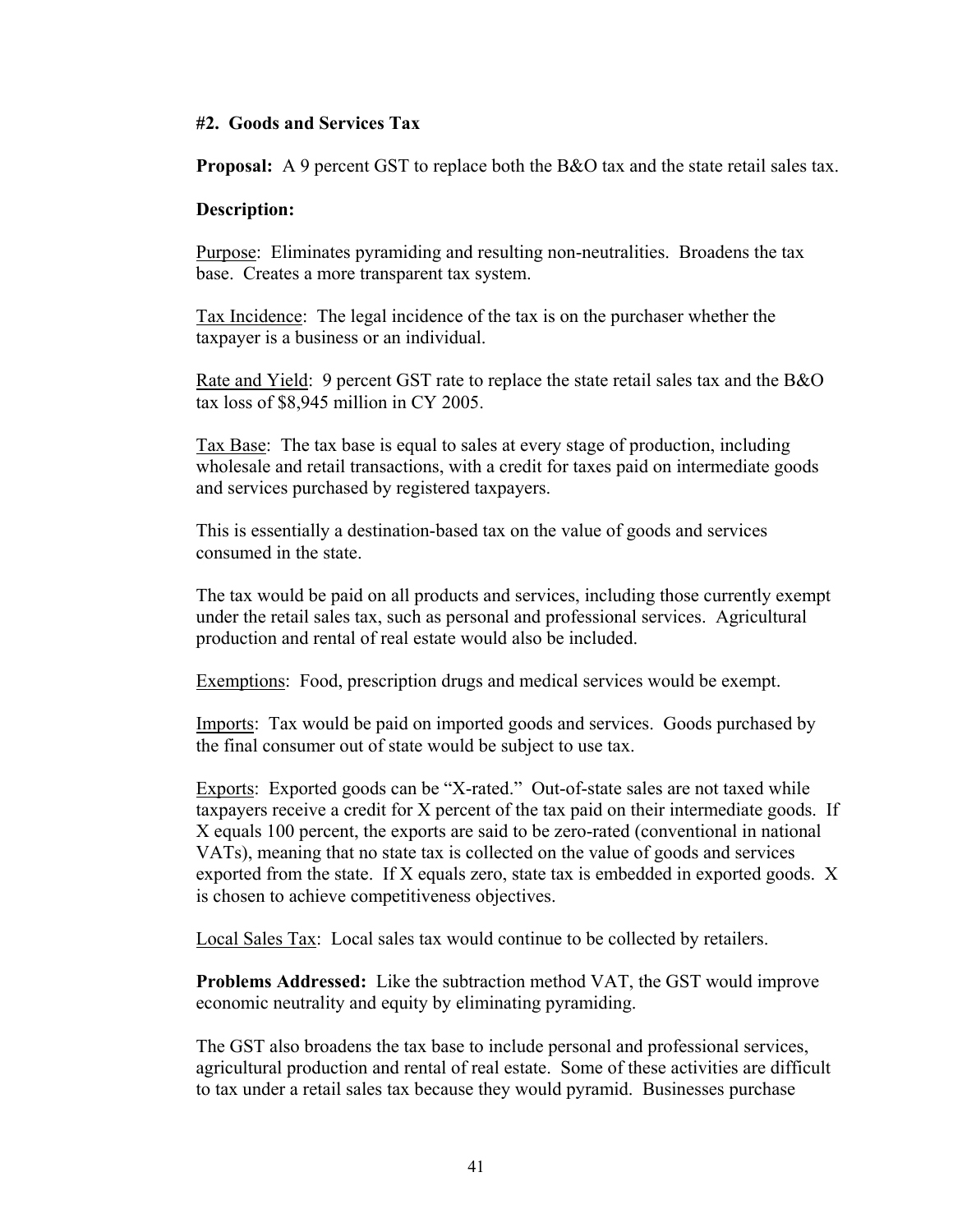### #2. Goods and Services Tax

**Proposal:** A 9 percent GST to replace both the B&O tax and the state retail sales tax.

**Description:**

Purpose: Eliminates pyramiding and resulting non-neutralities. Broadens the tax base. Creates a more transparent tax system.

Tax Incidence: The legal incidence of the tax is on the purchaser whether the taxpayer is a business or an individual.

Rate and Yield: 9 percent GST rate to replace the state retail sales tax and the B&O tax loss of $8,945 million in CY 2005.

Tax Base: The tax base is equal to sales at every stage of production, including wholesale and retail transactions, with a credit for taxes paid on intermediate goods and services purchased by registered taxpayers.

This is essentially a destination-based tax on the value of goods and services consumed in the state.

The tax would be paid on all products and services, including those currently exempt under the retail sales tax, such as personal and professional services. Agricultural production and rental of real estate would also be included.

Exemptions: Food, prescription drugs and medical services would be exempt.

Imports: Tax would be paid on imported goods and services. Goods purchased by the final consumer out of state would be subject to use tax.

Exports: Exported goods can be "X-rated." Out-of-state sales are not taxed while taxpayers receive a credit for X percent of the tax paid on their intermediate goods. If X equals 100 percent, the exports are said to be zero-rated (conventional in national VATs), meaning that no state tax is collected on the value of goods and services exported from the state. If X equals zero, state tax is embedded in exported goods. X is chosen to achieve competitiveness objectives.

Local Sales Tax: Local sales tax would continue to be collected by retailers.

**Problems Addressed:** Like the subtraction method VAT, the GST would improve economic neutrality and equity by eliminating pyramiding.

The GST also broadens the tax base to include personal and professional services, agricultural production and rental of real estate. Some of these activities are difficult to tax under a retail sales tax because they would pyramid. Businesses purchase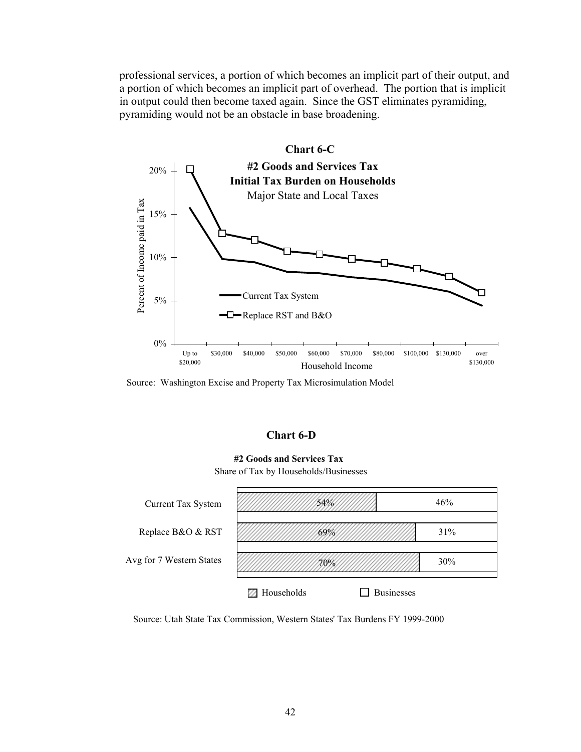professional services, a portion of which becomes an implicit part of their output, and a portion of which becomes an implicit part of overhead. The portion that is implicit in output could then become taxed again. Since the GST eliminates pyramiding, pyramiding would not be an obstacle in base broadening.

**Chart 6-C**

**#2 Goods and Services Tax**
**Initial Tax Burden on Households**
Major State and Local Taxes

Source: Washington Excise and Property Tax Microsimulation Model

**Chart 6-D**

**#2 Goods and Services Tax**
Share of Tax by Households/Businesses

| | Households | Businesses |
|---|---|---|
| Current Tax System | 54% | 46% |
| Replace B&O & RST | 69% | 31% |
| Avg for 7 Western States | 70% | 30% |

Source: Utah State Tax Commission, Western States' Tax Burdens FY 1999-2000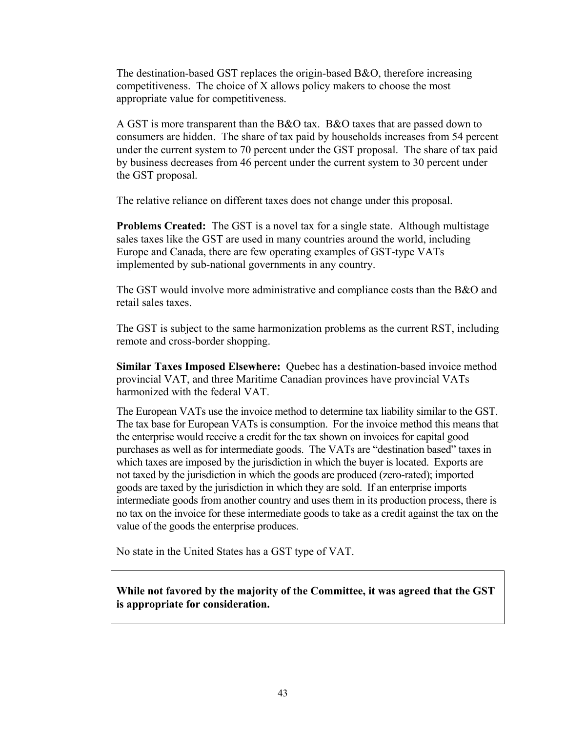The destination-based GST replaces the origin-based B&O, therefore increasing competitiveness. The choice of X allows policy makers to choose the most appropriate value for competitiveness.

A GST is more transparent than the B&O tax. B&O taxes that are passed down to consumers are hidden. The share of tax paid by households increases from 54 percent under the current system to 70 percent under the GST proposal. The share of tax paid by business decreases from 46 percent under the current system to 30 percent under the GST proposal.

The relative reliance on different taxes does not change under this proposal.

**Problems Created:** The GST is a novel tax for a single state. Although multistage sales taxes like the GST are used in many countries around the world, including Europe and Canada, there are few operating examples of GST-type VATs implemented by sub-national governments in any country.

The GST would involve more administrative and compliance costs than the B&O and retail sales taxes.

The GST is subject to the same harmonization problems as the current RST, including remote and cross-border shopping.

**Similar Taxes Imposed Elsewhere:** Quebec has a destination-based invoice method provincial VAT, and three Maritime Canadian provinces have provincial VATs harmonized with the federal VAT.

The European VATs use the invoice method to determine tax liability similar to the GST. The tax base for European VATs is consumption. For the invoice method this means that the enterprise would receive a credit for the tax shown on invoices for capital good purchases as well as for intermediate goods. The VATs are "destination based" taxes in which taxes are imposed by the jurisdiction in which the buyer is located. Exports are not taxed by the jurisdiction in which the goods are produced (zero-rated); imported goods are taxed by the jurisdiction in which they are sold. If an enterprise imports intermediate goods from another country and uses them in its production process, there is no tax on the invoice for these intermediate goods to take as a credit against the tax on the value of the goods the enterprise produces.

No state in the United States has a GST type of VAT.

**While not favored by the majority of the Committee, it was agreed that the GST is appropriate for consideration.**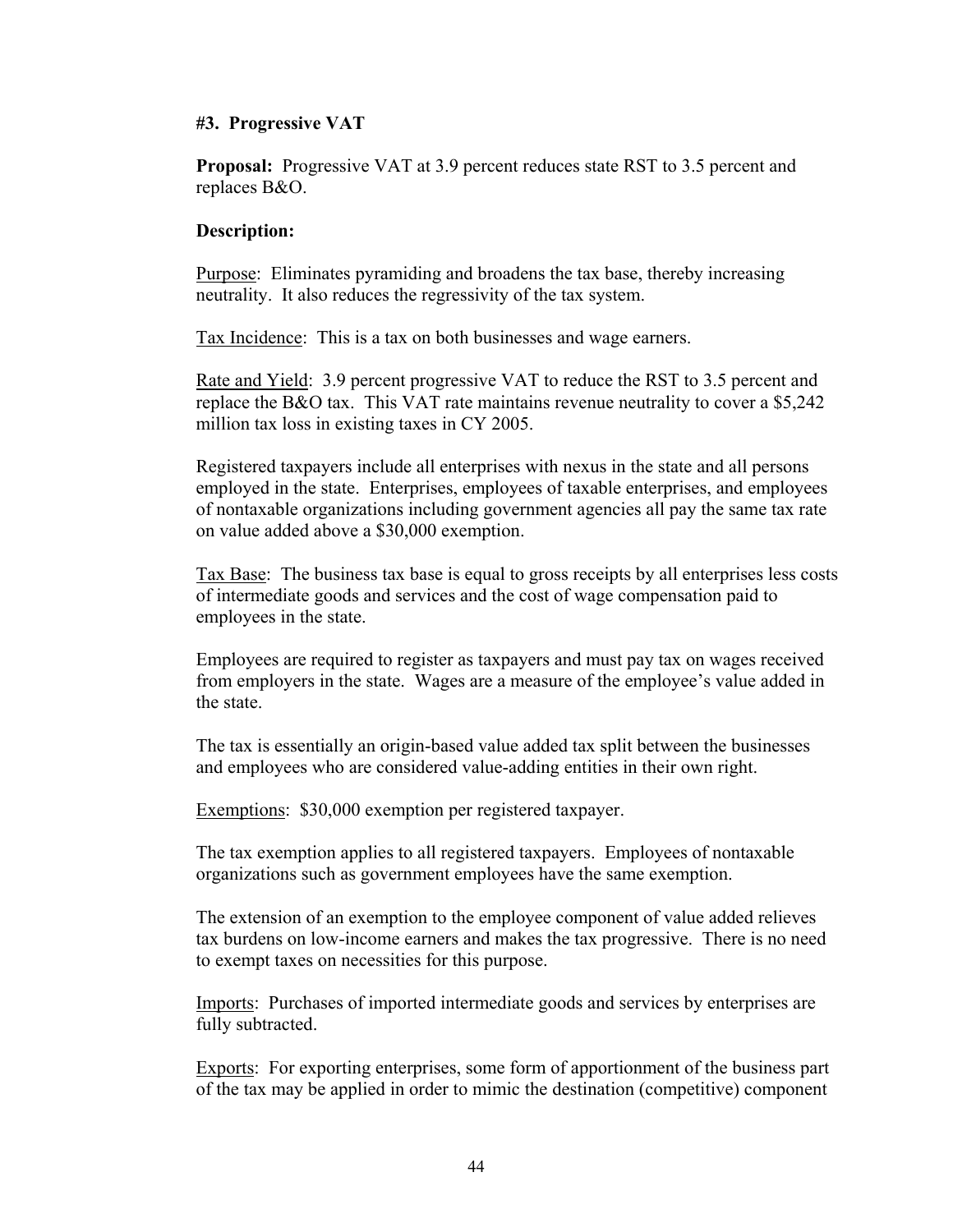### #3. Progressive VAT

**Proposal:** Progressive VAT at 3.9 percent reduces state RST to 3.5 percent and replaces B&O.

**Description:**

<u>Purpose</u>: Eliminates pyramiding and broadens the tax base, thereby increasing neutrality. It also reduces the regressivity of the tax system.

<u>Tax Incidence</u>: This is a tax on both businesses and wage earners.

<u>Rate and Yield</u>: 3.9 percent progressive VAT to reduce the RST to 3.5 percent and replace the B&O tax. This VAT rate maintains revenue neutrality to cover a $5,242 million tax loss in existing taxes in CY 2005.

Registered taxpayers include all enterprises with nexus in the state and all persons employed in the state. Enterprises, employees of taxable enterprises, and employees of nontaxable organizations including government agencies all pay the same tax rate on value added above a $30,000 exemption.

<u>Tax Base</u>: The business tax base is equal to gross receipts by all enterprises less costs of intermediate goods and services and the cost of wage compensation paid to employees in the state.

Employees are required to register as taxpayers and must pay tax on wages received from employers in the state. Wages are a measure of the employee's value added in the state.

The tax is essentially an origin-based value added tax split between the businesses and employees who are considered value-adding entities in their own right.

<u>Exemptions</u>: $30,000 exemption per registered taxpayer.

The tax exemption applies to all registered taxpayers. Employees of nontaxable organizations such as government employees have the same exemption.

The extension of an exemption to the employee component of value added relieves tax burdens on low-income earners and makes the tax progressive. There is no need to exempt taxes on necessities for this purpose.

<u>Imports</u>: Purchases of imported intermediate goods and services by enterprises are fully subtracted.

<u>Exports</u>: For exporting enterprises, some form of apportionment of the business part of the tax may be applied in order to mimic the destination (competitive) component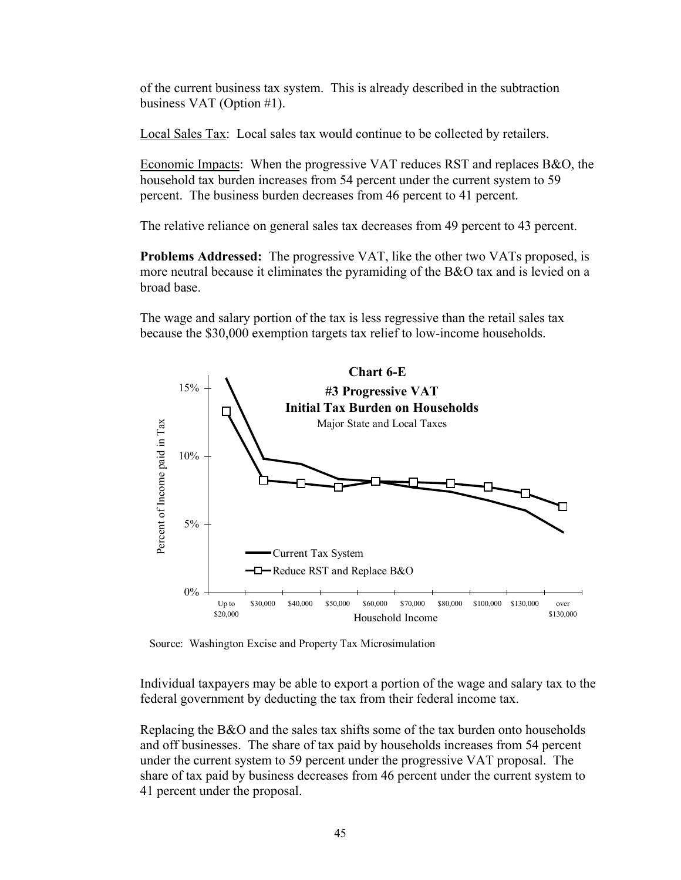of the current business tax system. This is already described in the subtraction business VAT (Option #1).

Local Sales Tax: Local sales tax would continue to be collected by retailers.

Economic Impacts: When the progressive VAT reduces RST and replaces B&O, the household tax burden increases from 54 percent under the current system to 59 percent. The business burden decreases from 46 percent to 41 percent.

The relative reliance on general sales tax decreases from 49 percent to 43 percent.

**Problems Addressed:** The progressive VAT, like the other two VATs proposed, is more neutral because it eliminates the pyramiding of the B&O tax and is levied on a broad base.

The wage and salary portion of the tax is less regressive than the retail sales tax because the $30,000 exemption targets tax relief to low-income households.

**Chart 6-E**

**#3 Progressive VAT**

**Initial Tax Burden on Households**

Major State and Local Taxes

Source: Washington Excise and Property Tax Microsimulation

Individual taxpayers may be able to export a portion of the wage and salary tax to the federal government by deducting the tax from their federal income tax.

Replacing the B&O and the sales tax shifts some of the tax burden onto households and off businesses. The share of tax paid by households increases from 54 percent under the current system to 59 percent under the progressive VAT proposal. The share of tax paid by business decreases from 46 percent under the current system to 41 percent under the proposal.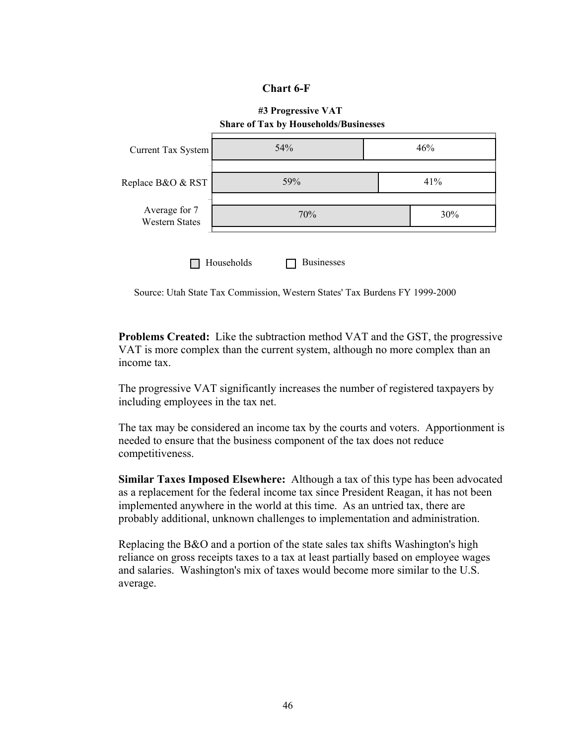**Chart 6-F**

**#3 Progressive VAT**
**Share of Tax by Households/Businesses**

| | Households | Businesses |
|---|---|---|
| Current Tax System | 54% | 46% |
| Replace B&O & RST | 59% | 41% |
| Average for 7 Western States | 70% | 30% |

Source: Utah State Tax Commission, Western States' Tax Burdens FY 1999-2000

**Problems Created:** Like the subtraction method VAT and the GST, the progressive VAT is more complex than the current system, although no more complex than an income tax.

The progressive VAT significantly increases the number of registered taxpayers by including employees in the tax net.

The tax may be considered an income tax by the courts and voters. Apportionment is needed to ensure that the business component of the tax does not reduce competitiveness.

**Similar Taxes Imposed Elsewhere:** Although a tax of this type has been advocated as a replacement for the federal income tax since President Reagan, it has not been implemented anywhere in the world at this time. As an untried tax, there are probably additional, unknown challenges to implementation and administration.

Replacing the B&O and a portion of the state sales tax shifts Washington's high reliance on gross receipts taxes to a tax at least partially based on employee wages and salaries. Washington's mix of taxes would become more similar to the U.S. average.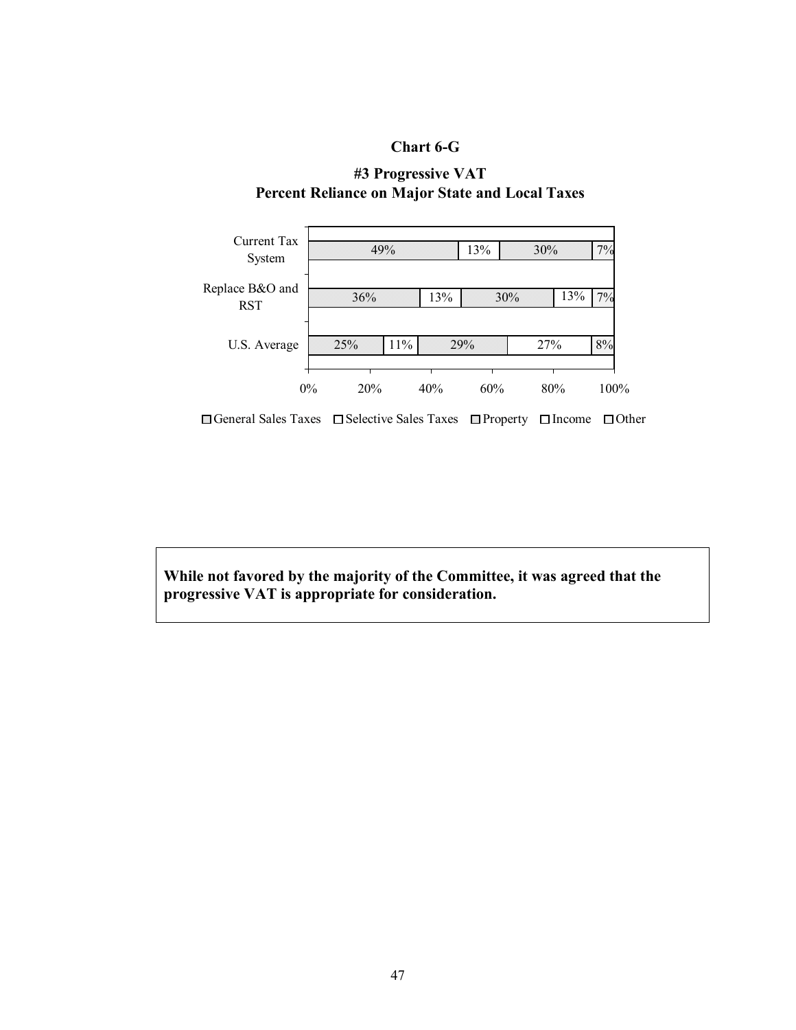**Chart 6-G**

**#3 Progressive VAT**
**Percent Reliance on Major State and Local Taxes**

Current Tax System
49%
13%
30%
7%

Replace B&O and RST
36%
13%
30%
13%
7%

U.S. Average
25%
11%
29%
27%
8%

0%
20%
40%
60%
80%
100%

General Sales Taxes
Selective Sales Taxes
Property
Income
Other

**While not favored by the majority of the Committee, it was agreed that the progressive VAT is appropriate for consideration.**